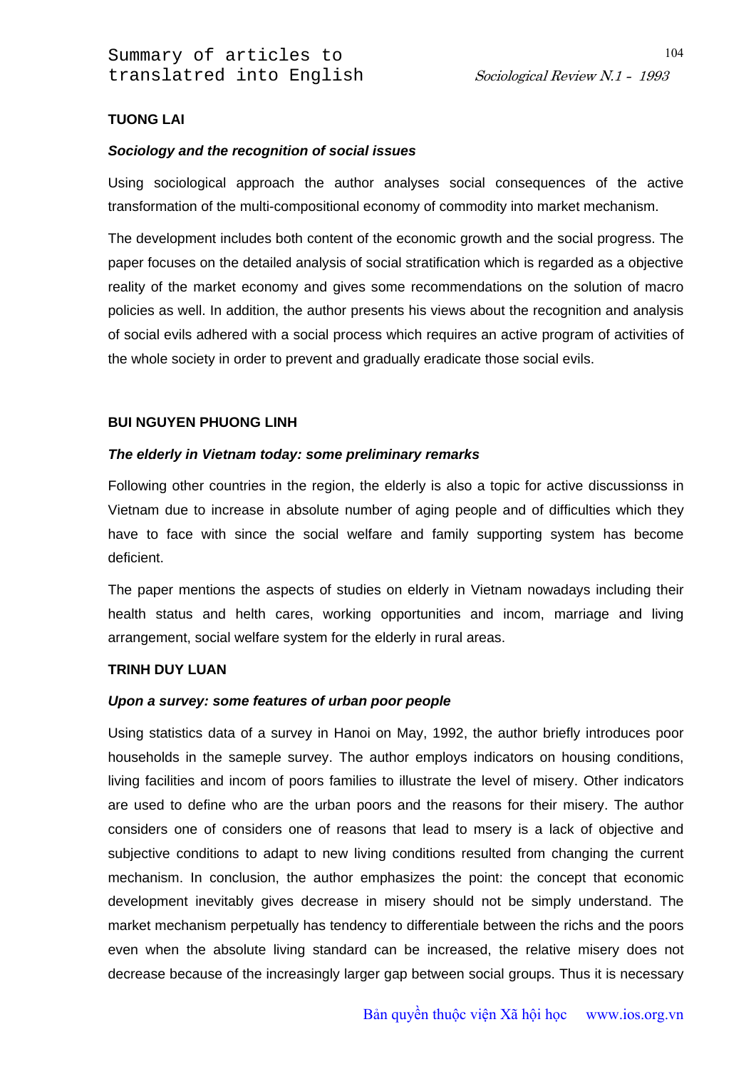# Summary of articles to translatred into English

**TUONG LAI**

***Sociology and the recognition of social issues***

Using sociological approach the author analyses social consequences of the active transformation of the multi-compositional economy of commodity into market mechanism.

The development includes both content of the economic growth and the social progress. The paper focuses on the detailed analysis of social stratification which is regarded as a objective reality of the market economy and gives some recommendations on the solution of macro policies as well. In addition, the author presents his views about the recognition and analysis of social evils adhered with a social process which requires an active program of activities of the whole society in order to prevent and gradually eradicate those social evils.

**BUI NGUYEN PHUONG LINH**

***The elderly in Vietnam today: some preliminary remarks***

Following other countries in the region, the elderly is also a topic for active discussionss in Vietnam due to increase in absolute number of aging people and of difficulties which they have to face with since the social welfare and family supporting system has become deficient.

The paper mentions the aspects of studies on elderly in Vietnam nowadays including their health status and helth cares, working opportunities and incom, marriage and living arrangement, social welfare system for the elderly in rural areas.

**TRINH DUY LUAN**

***Upon a survey: some features of urban poor people***

Using statistics data of a survey in Hanoi on May, 1992, the author briefly introduces poor households in the sameple survey. The author employs indicators on housing conditions, living facilities and incom of poors families to illustrate the level of misery. Other indicators are used to define who are the urban poors and the reasons for their misery. The author considers one of considers one of reasons that lead to msery is a lack of objective and subjective conditions to adapt to new living conditions resulted from changing the current mechanism. In conclusion, the author emphasizes the point: the concept that economic development inevitably gives decrease in misery should not be simply understand. The market mechanism perpetually has tendency to differentiale between the richs and the poors even when the absolute living standard can be increased, the relative misery does not decrease because of the increasingly larger gap between social groups. Thus it is necessary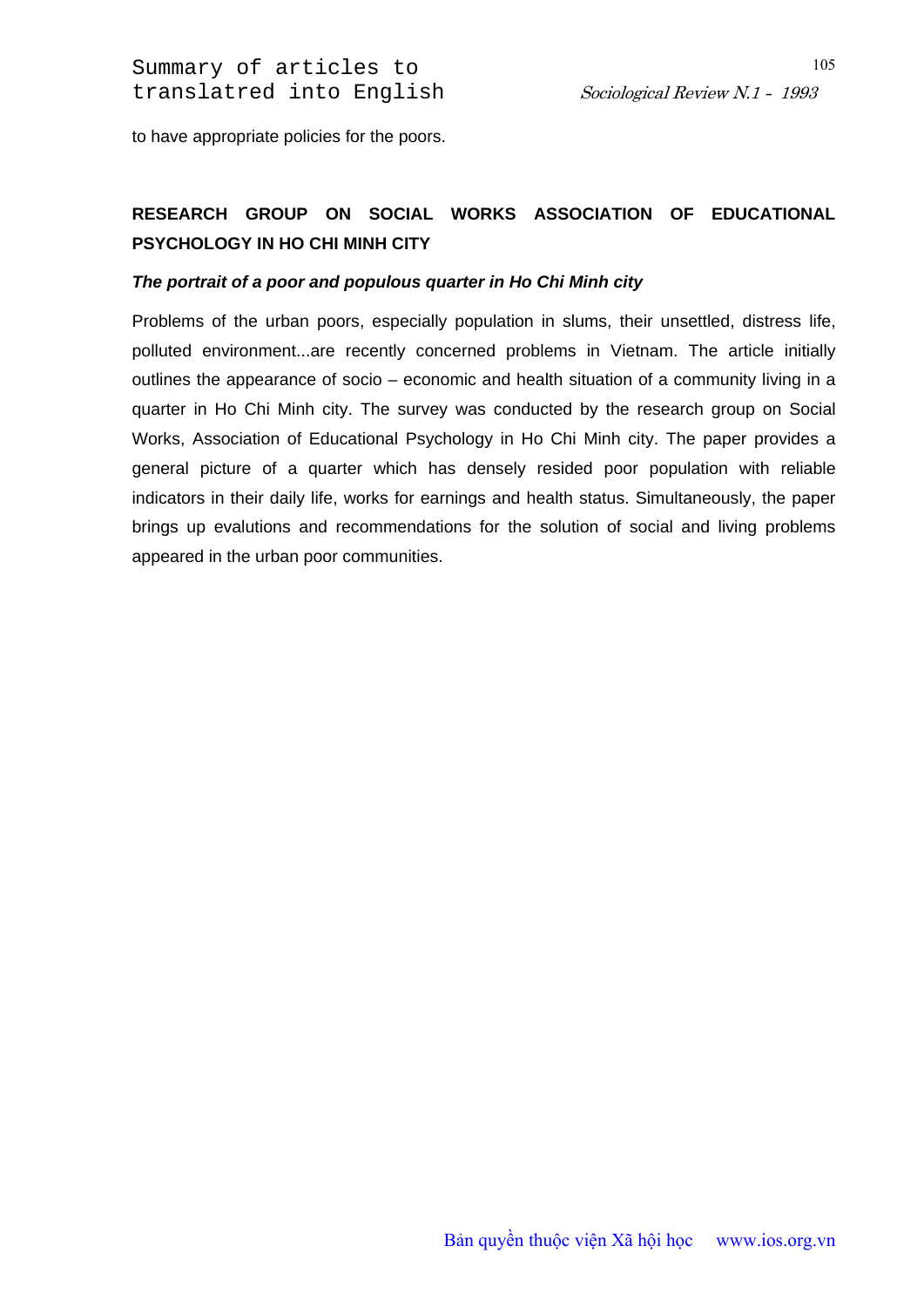to have appropriate policies for the poors.

## RESEARCH GROUP ON SOCIAL WORKS ASSOCIATION OF EDUCATIONAL PSYCHOLOGY IN HO CHI MINH CITY

***The portrait of a poor and populous quarter in Ho Chi Minh city***

Problems of the urban poors, especially population in slums, their unsettled, distress life, polluted environment...are recently concerned problems in Vietnam. The article initially outlines the appearance of socio – economic and health situation of a community living in a quarter in Ho Chi Minh city. The survey was conducted by the research group on Social Works, Association of Educational Psychology in Ho Chi Minh city. The paper provides a general picture of a quarter which has densely resided poor population with reliable indicators in their daily life, works for earnings and health status. Simultaneously, the paper brings up evalutions and recommendations for the solution of social and living problems appeared in the urban poor communities.